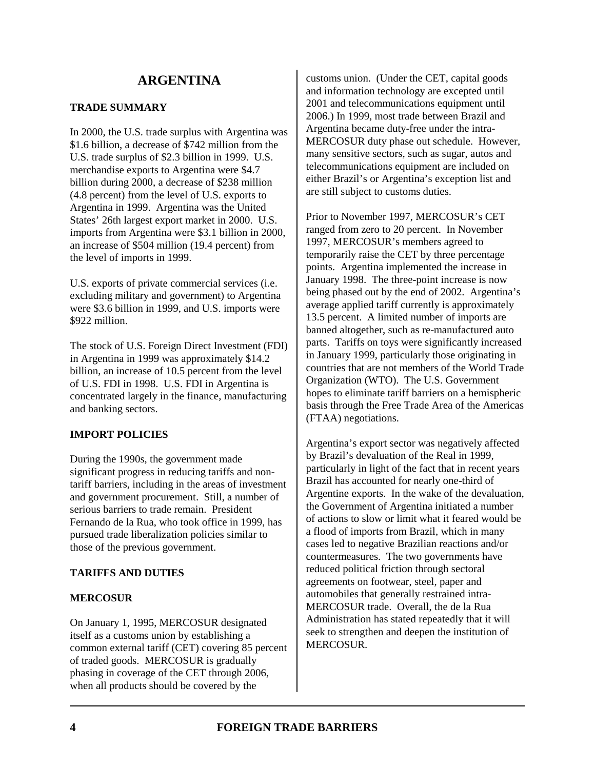# ARGENTINA

## TRADE SUMMARY

In 2000, the U.S. trade surplus with Argentina was $1.6 billion, a decrease of $742 million from the U.S. trade surplus of $2.3 billion in 1999. U.S. merchandise exports to Argentina were $4.7 billion during 2000, a decrease of $238 million (4.8 percent) from the level of U.S. exports to Argentina in 1999. Argentina was the United States' 26th largest export market in 2000. U.S. imports from Argentina were $3.1 billion in 2000, an increase of $504 million (19.4 percent) from the level of imports in 1999.

U.S. exports of private commercial services (i.e. excluding military and government) to Argentina were $3.6 billion in 1999, and U.S. imports were $922 million.

The stock of U.S. Foreign Direct Investment (FDI) in Argentina in 1999 was approximately $14.2 billion, an increase of 10.5 percent from the level of U.S. FDI in 1998. U.S. FDI in Argentina is concentrated largely in the finance, manufacturing and banking sectors.

## IMPORT POLICIES

During the 1990s, the government made significant progress in reducing tariffs and non-tariff barriers, including in the areas of investment and government procurement. Still, a number of serious barriers to trade remain. President Fernando de la Rua, who took office in 1999, has pursued trade liberalization policies similar to those of the previous government.

## TARIFFS AND DUTIES

### MERCOSUR

On January 1, 1995, MERCOSUR designated itself as a customs union by establishing a common external tariff (CET) covering 85 percent of traded goods. MERCOSUR is gradually phasing in coverage of the CET through 2006, when all products should be covered by the customs union. (Under the CET, capital goods and information technology are excepted until 2001 and telecommunications equipment until 2006.) In 1999, most trade between Brazil and Argentina became duty-free under the intra-MERCOSUR duty phase out schedule. However, many sensitive sectors, such as sugar, autos and telecommunications equipment are included on either Brazil's or Argentina's exception list and are still subject to customs duties.

Prior to November 1997, MERCOSUR's CET ranged from zero to 20 percent. In November 1997, MERCOSUR's members agreed to temporarily raise the CET by three percentage points. Argentina implemented the increase in January 1998. The three-point increase is now being phased out by the end of 2002. Argentina's average applied tariff currently is approximately 13.5 percent. A limited number of imports are banned altogether, such as re-manufactured auto parts. Tariffs on toys were significantly increased in January 1999, particularly those originating in countries that are not members of the World Trade Organization (WTO). The U.S. Government hopes to eliminate tariff barriers on a hemispheric basis through the Free Trade Area of the Americas (FTAA) negotiations.

Argentina's export sector was negatively affected by Brazil's devaluation of the Real in 1999, particularly in light of the fact that in recent years Brazil has accounted for nearly one-third of Argentine exports. In the wake of the devaluation, the Government of Argentina initiated a number of actions to slow or limit what it feared would be a flood of imports from Brazil, which in many cases led to negative Brazilian reactions and/or countermeasures. The two governments have reduced political friction through sectoral agreements on footwear, steel, paper and automobiles that generally restrained intra-MERCOSUR trade. Overall, the de la Rua Administration has stated repeatedly that it will seek to strengthen and deepen the institution of MERCOSUR.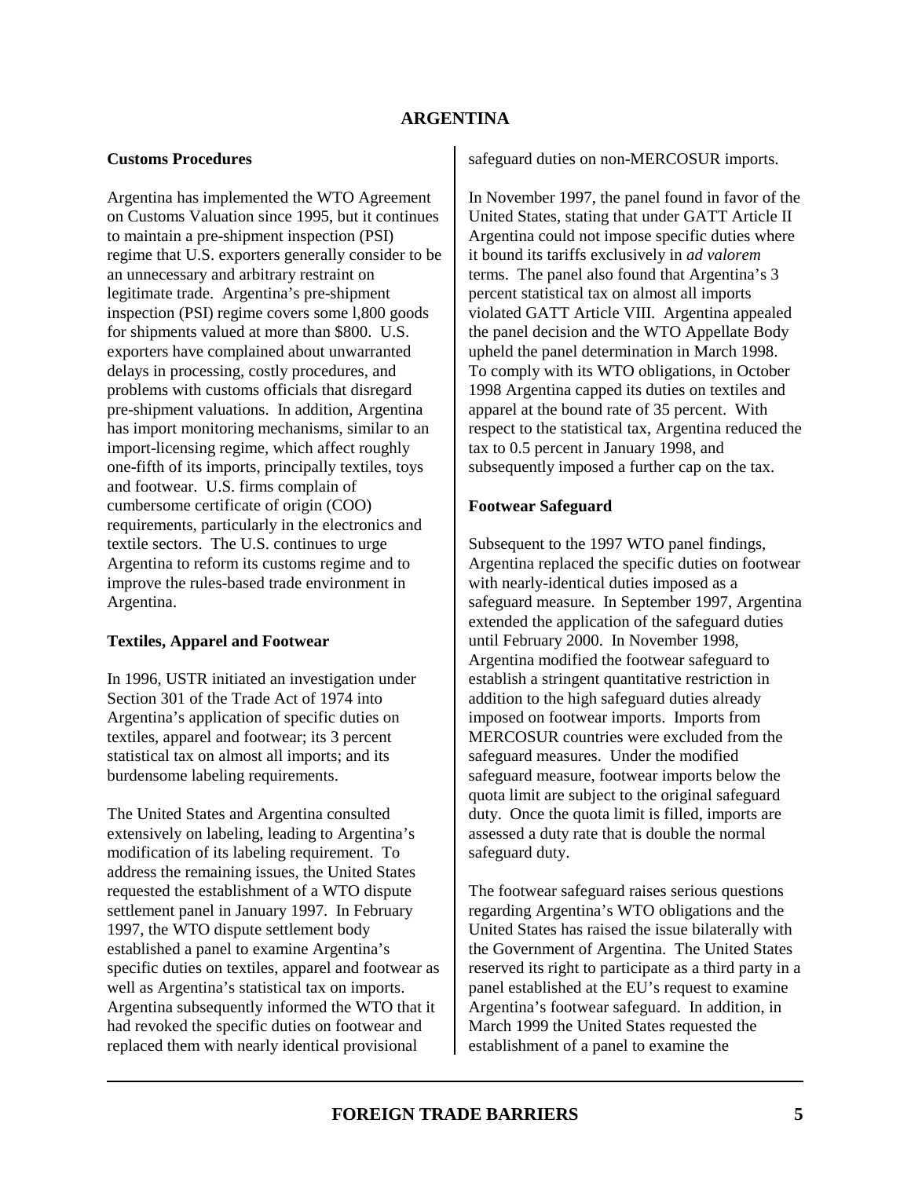# ARGENTINA

**Customs Procedures**

Argentina has implemented the WTO Agreement on Customs Valuation since 1995, but it continues to maintain a pre-shipment inspection (PSI) regime that U.S. exporters generally consider to be an unnecessary and arbitrary restraint on legitimate trade. Argentina's pre-shipment inspection (PSI) regime covers some l,800 goods for shipments valued at more than $800. U.S. exporters have complained about unwarranted delays in processing, costly procedures, and problems with customs officials that disregard pre-shipment valuations. In addition, Argentina has import monitoring mechanisms, similar to an import-licensing regime, which affect roughly one-fifth of its imports, principally textiles, toys and footwear. U.S. firms complain of cumbersome certificate of origin (COO) requirements, particularly in the electronics and textile sectors. The U.S. continues to urge Argentina to reform its customs regime and to improve the rules-based trade environment in Argentina.

**Textiles, Apparel and Footwear**

In 1996, USTR initiated an investigation under Section 301 of the Trade Act of 1974 into Argentina's application of specific duties on textiles, apparel and footwear; its 3 percent statistical tax on almost all imports; and its burdensome labeling requirements.

The United States and Argentina consulted extensively on labeling, leading to Argentina's modification of its labeling requirement. To address the remaining issues, the United States requested the establishment of a WTO dispute settlement panel in January 1997. In February 1997, the WTO dispute settlement body established a panel to examine Argentina's specific duties on textiles, apparel and footwear as well as Argentina's statistical tax on imports. Argentina subsequently informed the WTO that it had revoked the specific duties on footwear and replaced them with nearly identical provisional safeguard duties on non-MERCOSUR imports.

In November 1997, the panel found in favor of the United States, stating that under GATT Article II Argentina could not impose specific duties where it bound its tariffs exclusively in *ad valorem* terms. The panel also found that Argentina's 3 percent statistical tax on almost all imports violated GATT Article VIII. Argentina appealed the panel decision and the WTO Appellate Body upheld the panel determination in March 1998. To comply with its WTO obligations, in October 1998 Argentina capped its duties on textiles and apparel at the bound rate of 35 percent. With respect to the statistical tax, Argentina reduced the tax to 0.5 percent in January 1998, and subsequently imposed a further cap on the tax.

**Footwear Safeguard**

Subsequent to the 1997 WTO panel findings, Argentina replaced the specific duties on footwear with nearly-identical duties imposed as a safeguard measure. In September 1997, Argentina extended the application of the safeguard duties until February 2000. In November 1998, Argentina modified the footwear safeguard to establish a stringent quantitative restriction in addition to the high safeguard duties already imposed on footwear imports. Imports from MERCOSUR countries were excluded from the safeguard measures. Under the modified safeguard measure, footwear imports below the quota limit are subject to the original safeguard duty. Once the quota limit is filled, imports are assessed a duty rate that is double the normal safeguard duty.

The footwear safeguard raises serious questions regarding Argentina's WTO obligations and the United States has raised the issue bilaterally with the Government of Argentina. The United States reserved its right to participate as a third party in a panel established at the EU's request to examine Argentina's footwear safeguard. In addition, in March 1999 the United States requested the establishment of a panel to examine the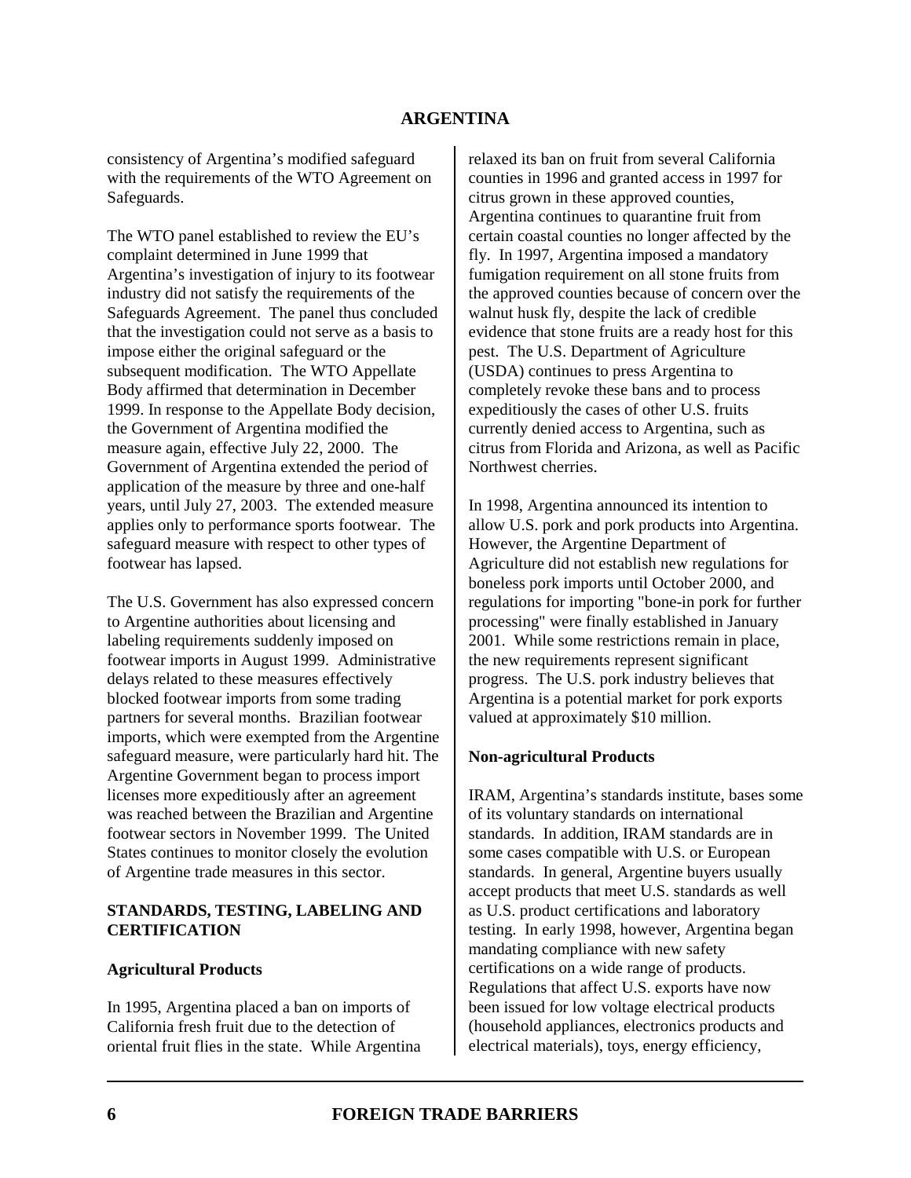consistency of Argentina's modified safeguard with the requirements of the WTO Agreement on Safeguards.

The WTO panel established to review the EU's complaint determined in June 1999 that Argentina's investigation of injury to its footwear industry did not satisfy the requirements of the Safeguards Agreement. The panel thus concluded that the investigation could not serve as a basis to impose either the original safeguard or the subsequent modification. The WTO Appellate Body affirmed that determination in December 1999. In response to the Appellate Body decision, the Government of Argentina modified the measure again, effective July 22, 2000. The Government of Argentina extended the period of application of the measure by three and one-half years, until July 27, 2003. The extended measure applies only to performance sports footwear. The safeguard measure with respect to other types of footwear has lapsed.

The U.S. Government has also expressed concern to Argentine authorities about licensing and labeling requirements suddenly imposed on footwear imports in August 1999. Administrative delays related to these measures effectively blocked footwear imports from some trading partners for several months. Brazilian footwear imports, which were exempted from the Argentine safeguard measure, were particularly hard hit. The Argentine Government began to process import licenses more expeditiously after an agreement was reached between the Brazilian and Argentine footwear sectors in November 1999. The United States continues to monitor closely the evolution of Argentine trade measures in this sector.

## STANDARDS, TESTING, LABELING AND CERTIFICATION

### Agricultural Products

In 1995, Argentina placed a ban on imports of California fresh fruit due to the detection of oriental fruit flies in the state. While Argentina relaxed its ban on fruit from several California counties in 1996 and granted access in 1997 for citrus grown in these approved counties, Argentina continues to quarantine fruit from certain coastal counties no longer affected by the fly. In 1997, Argentina imposed a mandatory fumigation requirement on all stone fruits from the approved counties because of concern over the walnut husk fly, despite the lack of credible evidence that stone fruits are a ready host for this pest. The U.S. Department of Agriculture (USDA) continues to press Argentina to completely revoke these bans and to process expeditiously the cases of other U.S. fruits currently denied access to Argentina, such as citrus from Florida and Arizona, as well as Pacific Northwest cherries.

In 1998, Argentina announced its intention to allow U.S. pork and pork products into Argentina. However, the Argentine Department of Agriculture did not establish new regulations for boneless pork imports until October 2000, and regulations for importing "bone-in pork for further processing" were finally established in January 2001. While some restrictions remain in place, the new requirements represent significant progress. The U.S. pork industry believes that Argentina is a potential market for pork exports valued at approximately $10 million.

### Non-agricultural Products

IRAM, Argentina's standards institute, bases some of its voluntary standards on international standards. In addition, IRAM standards are in some cases compatible with U.S. or European standards. In general, Argentine buyers usually accept products that meet U.S. standards as well as U.S. product certifications and laboratory testing. In early 1998, however, Argentina began mandating compliance with new safety certifications on a wide range of products. Regulations that affect U.S. exports have now been issued for low voltage electrical products (household appliances, electronics products and electrical materials), toys, energy efficiency,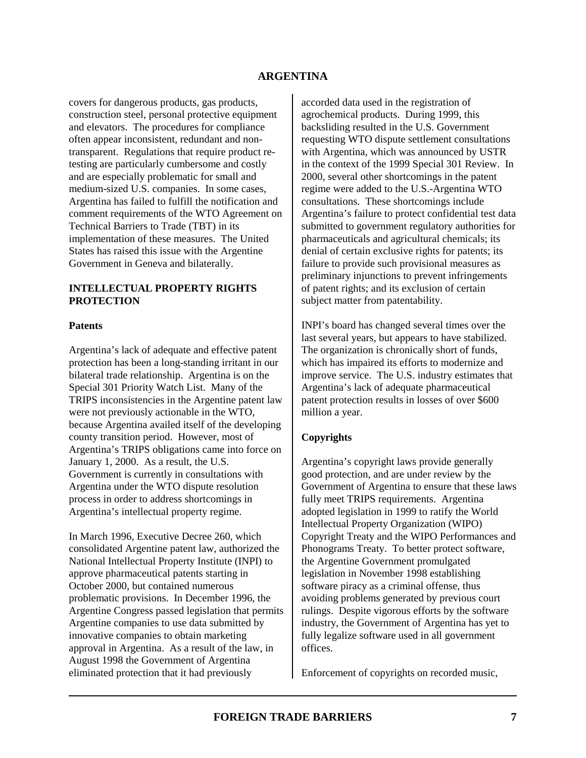covers for dangerous products, gas products, construction steel, personal protective equipment and elevators. The procedures for compliance often appear inconsistent, redundant and non-transparent. Regulations that require product re-testing are particularly cumbersome and costly and are especially problematic for small and medium-sized U.S. companies. In some cases, Argentina has failed to fulfill the notification and comment requirements of the WTO Agreement on Technical Barriers to Trade (TBT) in its implementation of these measures. The United States has raised this issue with the Argentine Government in Geneva and bilaterally.

## INTELLECTUAL PROPERTY RIGHTS PROTECTION

### Patents

Argentina's lack of adequate and effective patent protection has been a long-standing irritant in our bilateral trade relationship. Argentina is on the Special 301 Priority Watch List. Many of the TRIPS inconsistencies in the Argentine patent law were not previously actionable in the WTO, because Argentina availed itself of the developing county transition period. However, most of Argentina's TRIPS obligations came into force on January 1, 2000. As a result, the U.S. Government is currently in consultations with Argentina under the WTO dispute resolution process in order to address shortcomings in Argentina's intellectual property regime.

In March 1996, Executive Decree 260, which consolidated Argentine patent law, authorized the National Intellectual Property Institute (INPI) to approve pharmaceutical patents starting in October 2000, but contained numerous problematic provisions. In December 1996, the Argentine Congress passed legislation that permits Argentine companies to use data submitted by innovative companies to obtain marketing approval in Argentina. As a result of the law, in August 1998 the Government of Argentina eliminated protection that it had previously accorded data used in the registration of agrochemical products. During 1999, this backsliding resulted in the U.S. Government requesting WTO dispute settlement consultations with Argentina, which was announced by USTR in the context of the 1999 Special 301 Review. In 2000, several other shortcomings in the patent regime were added to the U.S.-Argentina WTO consultations. These shortcomings include Argentina's failure to protect confidential test data submitted to government regulatory authorities for pharmaceuticals and agricultural chemicals; its denial of certain exclusive rights for patents; its failure to provide such provisional measures as preliminary injunctions to prevent infringements of patent rights; and its exclusion of certain subject matter from patentability.

INPI's board has changed several times over the last several years, but appears to have stabilized. The organization is chronically short of funds, which has impaired its efforts to modernize and improve service. The U.S. industry estimates that Argentina's lack of adequate pharmaceutical patent protection results in losses of over $600 million a year.

### Copyrights

Argentina's copyright laws provide generally good protection, and are under review by the Government of Argentina to ensure that these laws fully meet TRIPS requirements. Argentina adopted legislation in 1999 to ratify the World Intellectual Property Organization (WIPO) Copyright Treaty and the WIPO Performances and Phonograms Treaty. To better protect software, the Argentine Government promulgated legislation in November 1998 establishing software piracy as a criminal offense, thus avoiding problems generated by previous court rulings. Despite vigorous efforts by the software industry, the Government of Argentina has yet to fully legalize software used in all government offices.

Enforcement of copyrights on recorded music,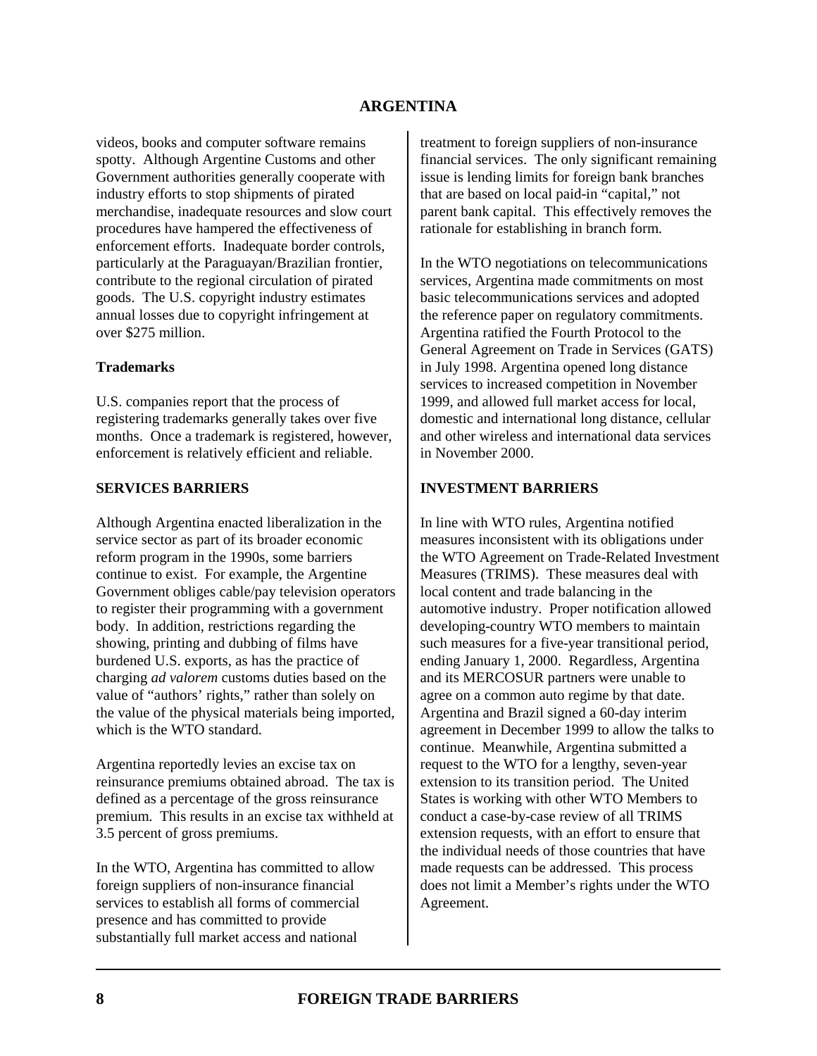videos, books and computer software remains spotty. Although Argentine Customs and other Government authorities generally cooperate with industry efforts to stop shipments of pirated merchandise, inadequate resources and slow court procedures have hampered the effectiveness of enforcement efforts. Inadequate border controls, particularly at the Paraguayan/Brazilian frontier, contribute to the regional circulation of pirated goods. The U.S. copyright industry estimates annual losses due to copyright infringement at over $275 million.

**Trademarks**

U.S. companies report that the process of registering trademarks generally takes over five months. Once a trademark is registered, however, enforcement is relatively efficient and reliable.

## SERVICES BARRIERS

Although Argentina enacted liberalization in the service sector as part of its broader economic reform program in the 1990s, some barriers continue to exist. For example, the Argentine Government obliges cable/pay television operators to register their programming with a government body. In addition, restrictions regarding the showing, printing and dubbing of films have burdened U.S. exports, as has the practice of charging *ad valorem* customs duties based on the value of "authors' rights," rather than solely on the value of the physical materials being imported, which is the WTO standard.

Argentina reportedly levies an excise tax on reinsurance premiums obtained abroad. The tax is defined as a percentage of the gross reinsurance premium. This results in an excise tax withheld at 3.5 percent of gross premiums.

In the WTO, Argentina has committed to allow foreign suppliers of non-insurance financial services to establish all forms of commercial presence and has committed to provide substantially full market access and national treatment to foreign suppliers of non-insurance financial services. The only significant remaining issue is lending limits for foreign bank branches that are based on local paid-in "capital," not parent bank capital. This effectively removes the rationale for establishing in branch form.

In the WTO negotiations on telecommunications services, Argentina made commitments on most basic telecommunications services and adopted the reference paper on regulatory commitments. Argentina ratified the Fourth Protocol to the General Agreement on Trade in Services (GATS) in July 1998. Argentina opened long distance services to increased competition in November 1999, and allowed full market access for local, domestic and international long distance, cellular and other wireless and international data services in November 2000.

## INVESTMENT BARRIERS

In line with WTO rules, Argentina notified measures inconsistent with its obligations under the WTO Agreement on Trade-Related Investment Measures (TRIMS). These measures deal with local content and trade balancing in the automotive industry. Proper notification allowed developing-country WTO members to maintain such measures for a five-year transitional period, ending January 1, 2000. Regardless, Argentina and its MERCOSUR partners were unable to agree on a common auto regime by that date. Argentina and Brazil signed a 60-day interim agreement in December 1999 to allow the talks to continue. Meanwhile, Argentina submitted a request to the WTO for a lengthy, seven-year extension to its transition period. The United States is working with other WTO Members to conduct a case-by-case review of all TRIMS extension requests, with an effort to ensure that the individual needs of those countries that have made requests can be addressed. This process does not limit a Member's rights under the WTO Agreement.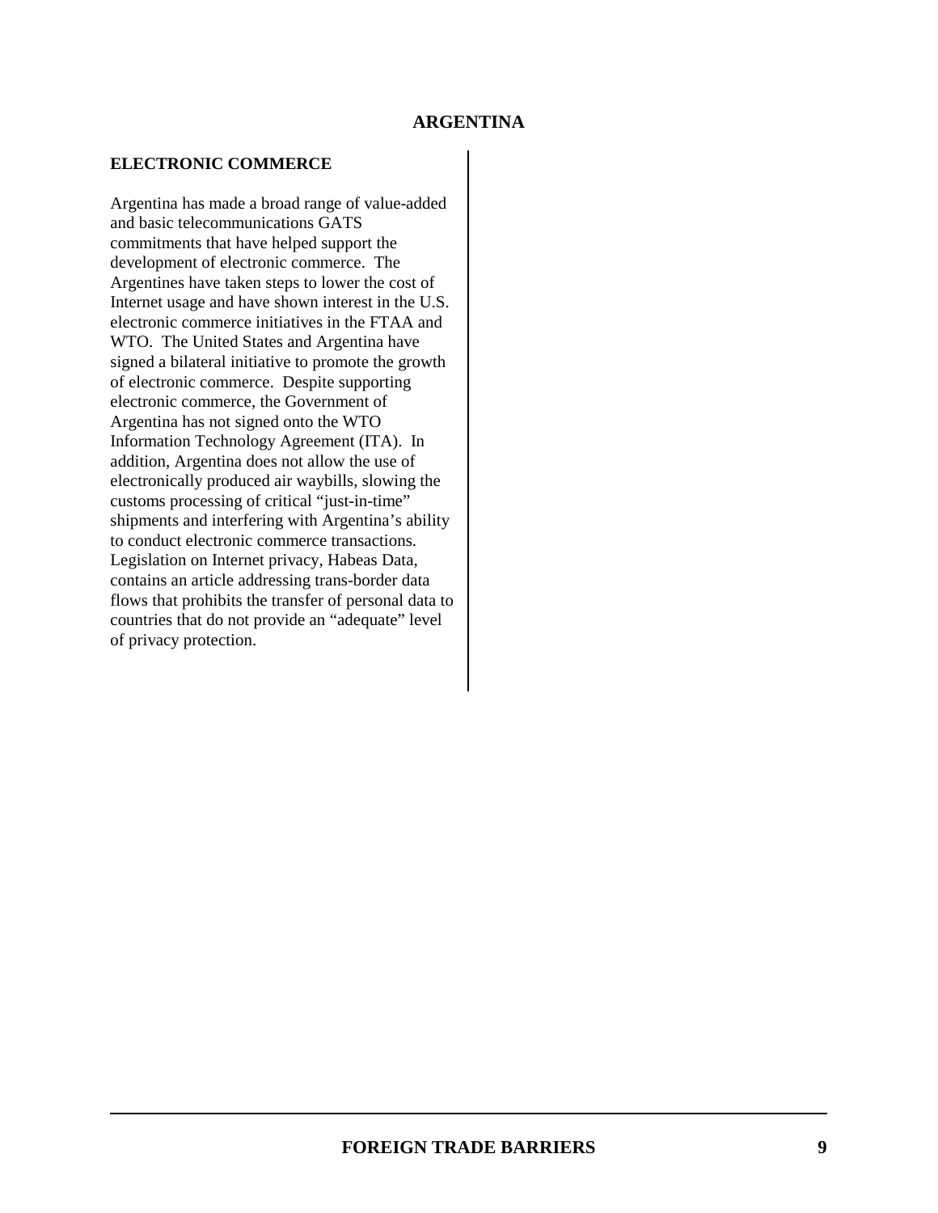## ARGENTINA

### ELECTRONIC COMMERCE

Argentina has made a broad range of value-added and basic telecommunications GATS commitments that have helped support the development of electronic commerce. The Argentines have taken steps to lower the cost of Internet usage and have shown interest in the U.S. electronic commerce initiatives in the FTAA and WTO. The United States and Argentina have signed a bilateral initiative to promote the growth of electronic commerce. Despite supporting electronic commerce, the Government of Argentina has not signed onto the WTO Information Technology Agreement (ITA). In addition, Argentina does not allow the use of electronically produced air waybills, slowing the customs processing of critical "just-in-time" shipments and interfering with Argentina's ability to conduct electronic commerce transactions. Legislation on Internet privacy, Habeas Data, contains an article addressing trans-border data flows that prohibits the transfer of personal data to countries that do not provide an "adequate" level of privacy protection.